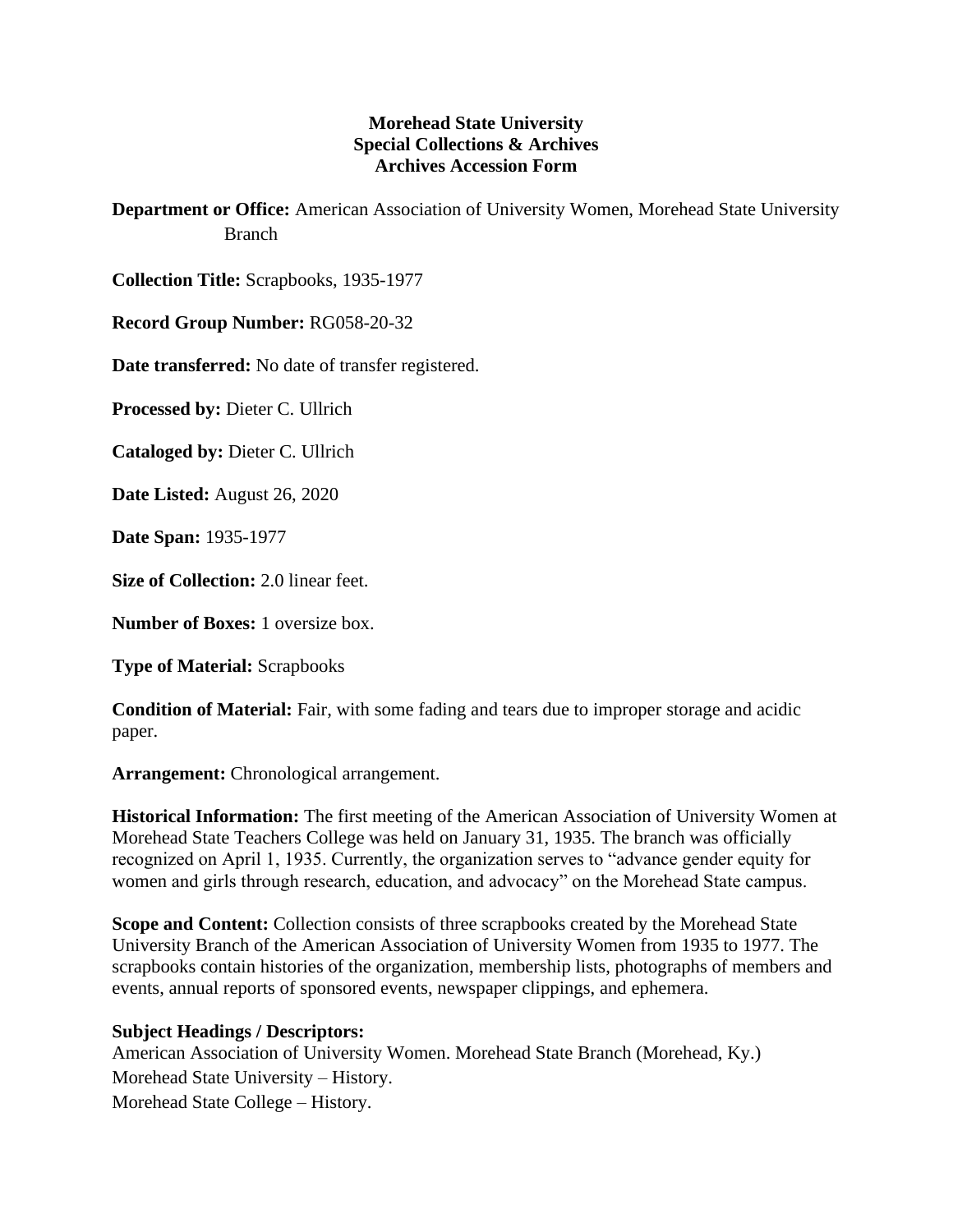**Morehead State University**
**Special Collections & Archives**
**Archives Accession Form**

**Department or Office:** American Association of University Women, Morehead State University Branch

**Collection Title:** Scrapbooks, 1935-1977

**Record Group Number:** RG058-20-32

**Date transferred:** No date of transfer registered.

**Processed by:** Dieter C. Ullrich

**Cataloged by:** Dieter C. Ullrich

**Date Listed:** August 26, 2020

**Date Span:** 1935-1977

**Size of Collection:** 2.0 linear feet.

**Number of Boxes:** 1 oversize box.

**Type of Material:** Scrapbooks

**Condition of Material:** Fair, with some fading and tears due to improper storage and acidic paper.

**Arrangement:** Chronological arrangement.

**Historical Information:** The first meeting of the American Association of University Women at Morehead State Teachers College was held on January 31, 1935. The branch was officially recognized on April 1, 1935. Currently, the organization serves to "advance gender equity for women and girls through research, education, and advocacy" on the Morehead State campus.

**Scope and Content:** Collection consists of three scrapbooks created by the Morehead State University Branch of the American Association of University Women from 1935 to 1977. The scrapbooks contain histories of the organization, membership lists, photographs of members and events, annual reports of sponsored events, newspaper clippings, and ephemera.

**Subject Headings / Descriptors:**

American Association of University Women. Morehead State Branch (Morehead, Ky.)

Morehead State University – History.

Morehead State College – History.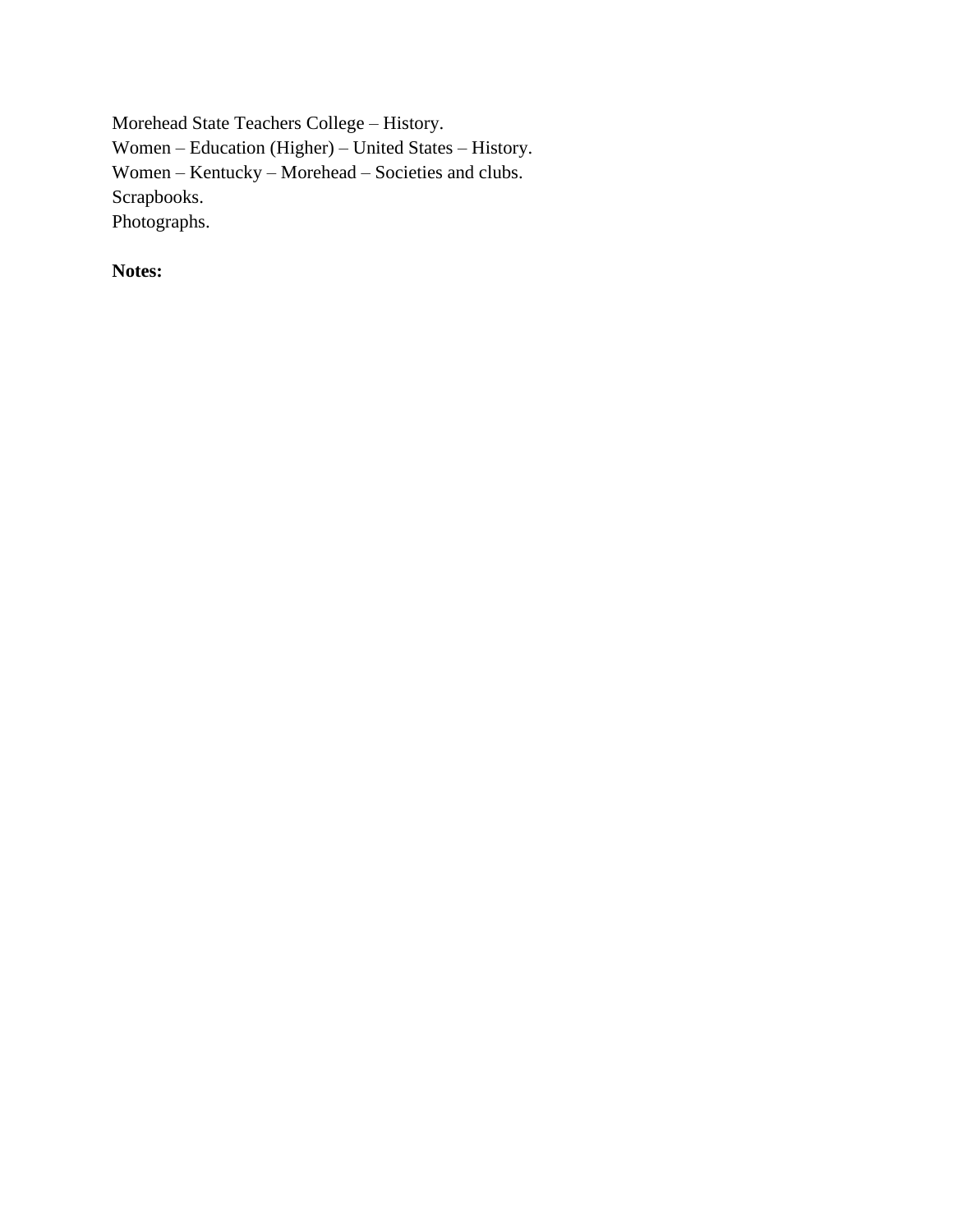Morehead State Teachers College – History.
Women – Education (Higher) – United States – History.
Women – Kentucky – Morehead – Societies and clubs.
Scrapbooks.
Photographs.

**Notes:**